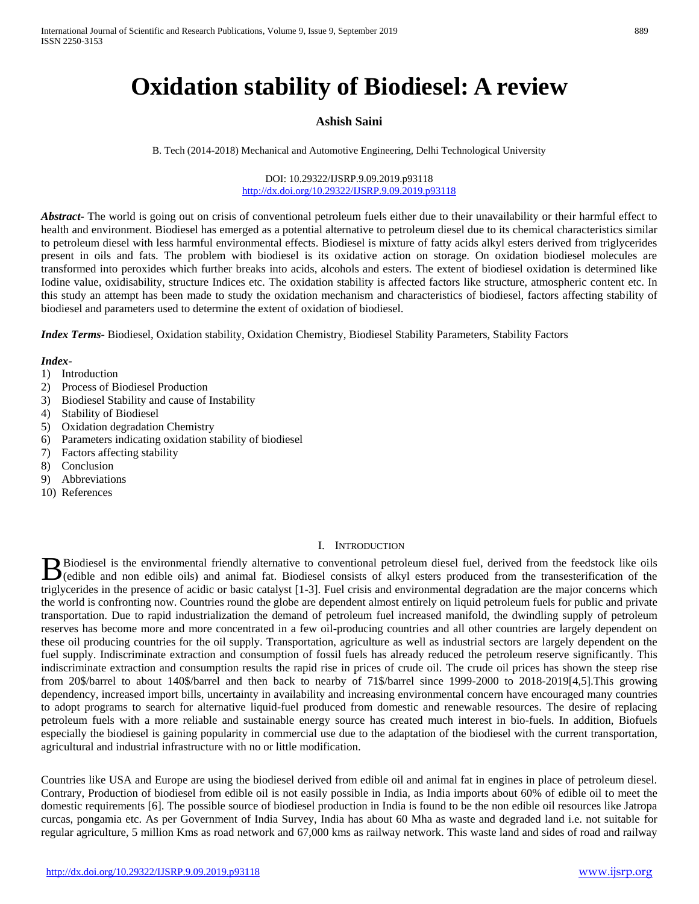# Oxidation stability of Biodiesel: A review

**Ashish Saini**

B. Tech (2014-2018) Mechanical and Automotive Engineering, Delhi Technological University

DOI: 10.29322/IJSRP.9.09.2019.p93118
http://dx.doi.org/10.29322/IJSRP.9.09.2019.p93118

***Abstract-*** The world is going out on crisis of conventional petroleum fuels either due to their unavailability or their harmful effect to health and environment. Biodiesel has emerged as a potential alternative to petroleum diesel due to its chemical characteristics similar to petroleum diesel with less harmful environmental effects. Biodiesel is mixture of fatty acids alkyl esters derived from triglycerides present in oils and fats. The problem with biodiesel is its oxidative action on storage. On oxidation biodiesel molecules are transformed into peroxides which further breaks into acids, alcohols and esters. The extent of biodiesel oxidation is determined like Iodine value, oxidisability, structure Indices etc. The oxidation stability is affected factors like structure, atmospheric content etc. In this study an attempt has been made to study the oxidation mechanism and characteristics of biodiesel, factors affecting stability of biodiesel and parameters used to determine the extent of oxidation of biodiesel.

***Index Terms-*** Biodiesel, Oxidation stability, Oxidation Chemistry, Biodiesel Stability Parameters, Stability Factors

***Index-***

1) Introduction
2) Process of Biodiesel Production
3) Biodiesel Stability and cause of Instability
4) Stability of Biodiesel
5) Oxidation degradation Chemistry
6) Parameters indicating oxidation stability of biodiesel
7) Factors affecting stability
8) Conclusion
9) Abbreviations
10) References

## I. Introduction

Biodiesel is the environmental friendly alternative to conventional petroleum diesel fuel, derived from the feedstock like oils (edible and non edible oils) and animal fat. Biodiesel consists of alkyl esters produced from the transesterification of the triglycerides in the presence of acidic or basic catalyst [1-3]. Fuel crisis and environmental degradation are the major concerns which the world is confronting now. Countries round the globe are dependent almost entirely on liquid petroleum fuels for public and private transportation. Due to rapid industrialization the demand of petroleum fuel increased manifold, the dwindling supply of petroleum reserves has become more and more concentrated in a few oil-producing countries and all other countries are largely dependent on these oil producing countries for the oil supply. Transportation, agriculture as well as industrial sectors are largely dependent on the fuel supply. Indiscriminate extraction and consumption of fossil fuels has already reduced the petroleum reserve significantly. This indiscriminate extraction and consumption results the rapid rise in prices of crude oil. The crude oil prices has shown the steep rise from 20$/barrel to about 140$/barrel and then back to nearby of 71$/barrel since 1999-2000 to 2018-2019[4,5].This growing dependency, increased import bills, uncertainty in availability and increasing environmental concern have encouraged many countries to adopt programs to search for alternative liquid-fuel produced from domestic and renewable resources. The desire of replacing petroleum fuels with a more reliable and sustainable energy source has created much interest in bio-fuels. In addition, Biofuels especially the biodiesel is gaining popularity in commercial use due to the adaptation of the biodiesel with the current transportation, agricultural and industrial infrastructure with no or little modification.

Countries like USA and Europe are using the biodiesel derived from edible oil and animal fat in engines in place of petroleum diesel. Contrary, Production of biodiesel from edible oil is not easily possible in India, as India imports about 60% of edible oil to meet the domestic requirements [6]. The possible source of biodiesel production in India is found to be the non edible oil resources like Jatropa curcas, pongamia etc. As per Government of India Survey, India has about 60 Mha as waste and degraded land i.e. not suitable for regular agriculture, 5 million Kms as road network and 67,000 kms as railway network. This waste land and sides of road and railway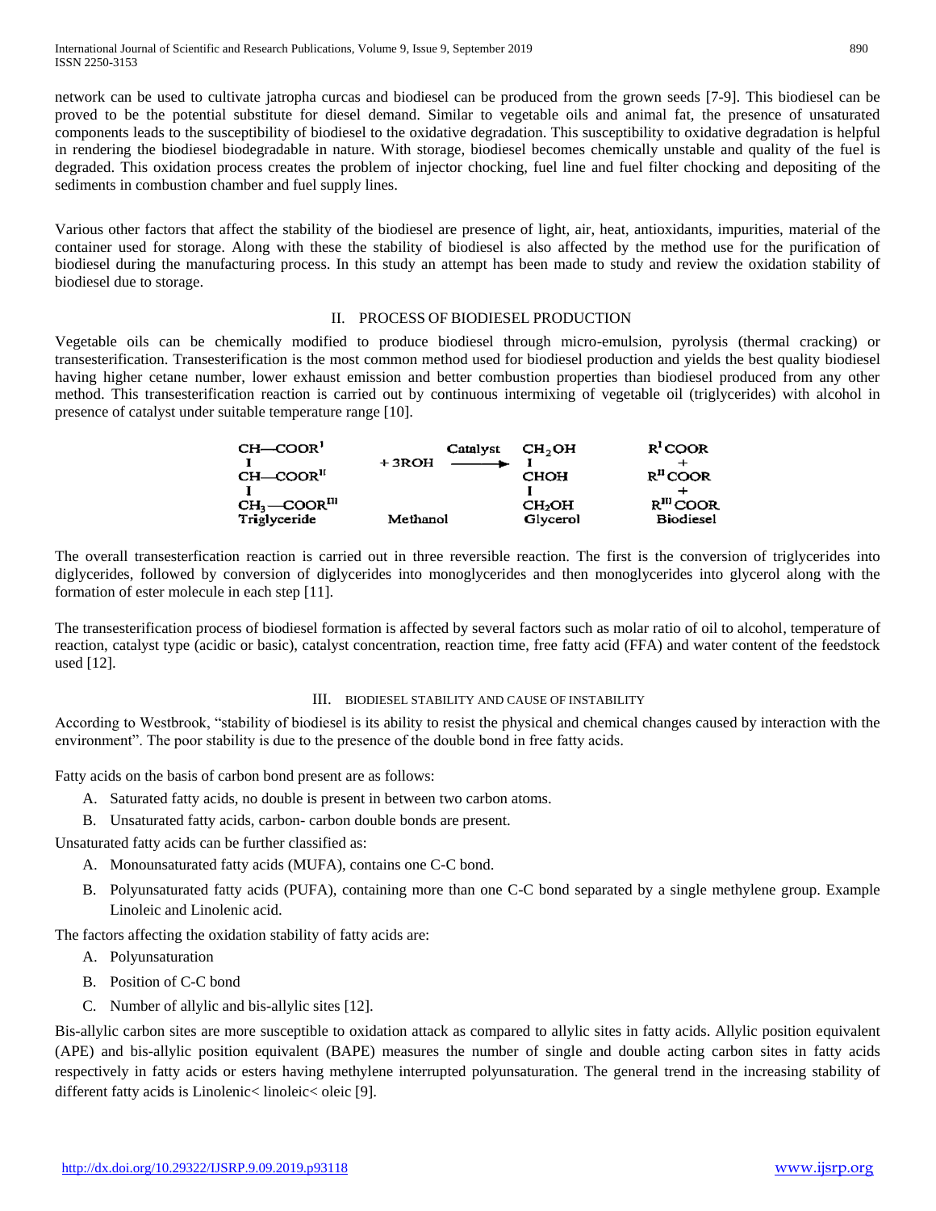network can be used to cultivate jatropha curcas and biodiesel can be produced from the grown seeds [7-9]. This biodiesel can be proved to be the potential substitute for diesel demand. Similar to vegetable oils and animal fat, the presence of unsaturated components leads to the susceptibility of biodiesel to the oxidative degradation. This susceptibility to oxidative degradation is helpful in rendering the biodiesel biodegradable in nature. With storage, biodiesel becomes chemically unstable and quality of the fuel is degraded. This oxidation process creates the problem of injector chocking, fuel line and fuel filter chocking and depositing of the sediments in combustion chamber and fuel supply lines.

Various other factors that affect the stability of the biodiesel are presence of light, air, heat, antioxidants, impurities, material of the container used for storage. Along with these the stability of biodiesel is also affected by the method use for the purification of biodiesel during the manufacturing process. In this study an attempt has been made to study and review the oxidation stability of biodiesel due to storage.

## II. PROCESS OF BIODIESEL PRODUCTION

Vegetable oils can be chemically modified to produce biodiesel through micro-emulsion, pyrolysis (thermal cracking) or transesterification. Transesterification is the most common method used for biodiesel production and yields the best quality biodiesel having higher cetane number, lower exhaust emission and better combustion properties than biodiesel produced from any other method. This transesterification reaction is carried out by continuous intermixing of vegetable oil (triglycerides) with alcohol in presence of catalyst under suitable temperature range [10].

$$\begin{array}{c} CH{-}COOR^{I} \\ | \\ CH{-}COOR^{II} \\ | \\ CH_3{-}COOR^{III} \\ \text{Triglyceride} \end{array} \quad \begin{array}{c} + 3ROH \\ \\ \\ \\ \\ \text{Methanol} \end{array} \quad \xrightarrow{\text{Catalyst}} \quad \begin{array}{c} CH_2OH \\ | \\ CHOH \\ | \\ CH_2OH \\ \text{Glycerol} \end{array} \quad \begin{array}{c} R^{I}COOR \\ + \\ R^{II}COOR \\ + \\ R^{III}COOR \\ \text{Biodiesel} \end{array}$$

The overall transesterfication reaction is carried out in three reversible reaction. The first is the conversion of triglycerides into diglycerides, followed by conversion of diglycerides into monoglycerides and then monoglycerides into glycerol along with the formation of ester molecule in each step [11].

The transesterification process of biodiesel formation is affected by several factors such as molar ratio of oil to alcohol, temperature of reaction, catalyst type (acidic or basic), catalyst concentration, reaction time, free fatty acid (FFA) and water content of the feedstock used [12].

## III. BIODIESEL STABILITY AND CAUSE OF INSTABILITY

According to Westbrook, "stability of biodiesel is its ability to resist the physical and chemical changes caused by interaction with the environment". The poor stability is due to the presence of the double bond in free fatty acids.

Fatty acids on the basis of carbon bond present are as follows:

A. Saturated fatty acids, no double is present in between two carbon atoms.
B. Unsaturated fatty acids, carbon- carbon double bonds are present.

Unsaturated fatty acids can be further classified as:

A. Monounsaturated fatty acids (MUFA), contains one C-C bond.
B. Polyunsaturated fatty acids (PUFA), containing more than one C-C bond separated by a single methylene group. Example Linoleic and Linolenic acid.

The factors affecting the oxidation stability of fatty acids are:

A. Polyunsaturation
B. Position of C-C bond
C. Number of allylic and bis-allylic sites [12].

Bis-allylic carbon sites are more susceptible to oxidation attack as compared to allylic sites in fatty acids. Allylic position equivalent (APE) and bis-allylic position equivalent (BAPE) measures the number of single and double acting carbon sites in fatty acids respectively in fatty acids or esters having methylene interrupted polyunsaturation. The general trend in the increasing stability of different fatty acids is Linolenic< linoleic< oleic [9].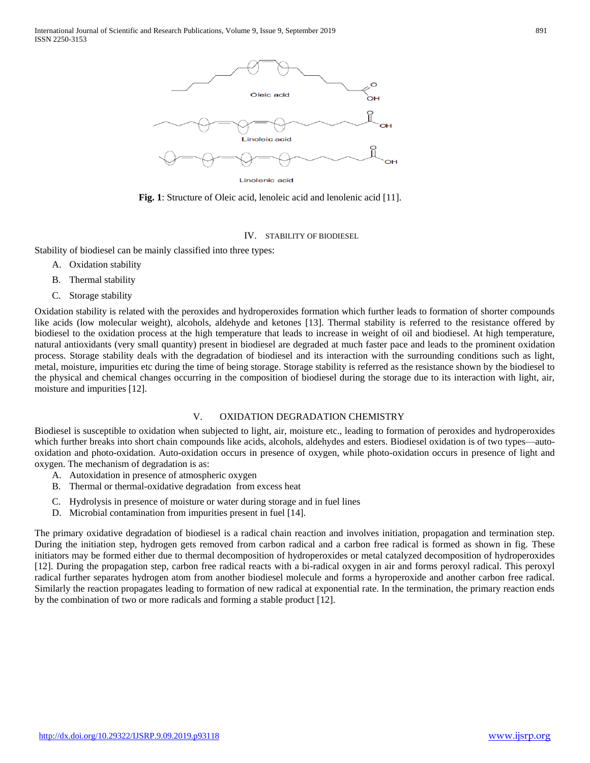Fig. 1: Structure of Oleic acid, lenoleic acid and lenolenic acid [11].

## IV. STABILITY OF BIODIESEL

Stability of biodiesel can be mainly classified into three types:

A. Oxidation stability
B. Thermal stability
C. Storage stability

Oxidation stability is related with the peroxides and hydroperoxides formation which further leads to formation of shorter compounds like acids (low molecular weight), alcohols, aldehyde and ketones [13]. Thermal stability is referred to the resistance offered by biodiesel to the oxidation process at the high temperature that leads to increase in weight of oil and biodiesel. At high temperature, natural antioxidants (very small quantity) present in biodiesel are degraded at much faster pace and leads to the prominent oxidation process. Storage stability deals with the degradation of biodiesel and its interaction with the surrounding conditions such as light, metal, moisture, impurities etc during the time of being storage. Storage stability is referred as the resistance shown by the biodiesel to the physical and chemical changes occurring in the composition of biodiesel during the storage due to its interaction with light, air, moisture and impurities [12].

## V. OXIDATION DEGRADATION CHEMISTRY

Biodiesel is susceptible to oxidation when subjected to light, air, moisture etc., leading to formation of peroxides and hydroperoxides which further breaks into short chain compounds like acids, alcohols, aldehydes and esters. Biodiesel oxidation is of two types—auto-oxidation and photo-oxidation. Auto-oxidation occurs in presence of oxygen, while photo-oxidation occurs in presence of light and oxygen. The mechanism of degradation is as:

A. Autoxidation in presence of atmospheric oxygen
B. Thermal or thermal-oxidative degradation from excess heat
C. Hydrolysis in presence of moisture or water during storage and in fuel lines
D. Microbial contamination from impurities present in fuel [14].

The primary oxidative degradation of biodiesel is a radical chain reaction and involves initiation, propagation and termination step. During the initiation step, hydrogen gets removed from carbon radical and a carbon free radical is formed as shown in fig. These initiators may be formed either due to thermal decomposition of hydroperoxides or metal catalyzed decomposition of hydroperoxides [12]. During the propagation step, carbon free radical reacts with a bi-radical oxygen in air and forms peroxyl radical. This peroxyl radical further separates hydrogen atom from another biodiesel molecule and forms a hyroperoxide and another carbon free radical. Similarly the reaction propagates leading to formation of new radical at exponential rate. In the termination, the primary reaction ends by the combination of two or more radicals and forming a stable product [12].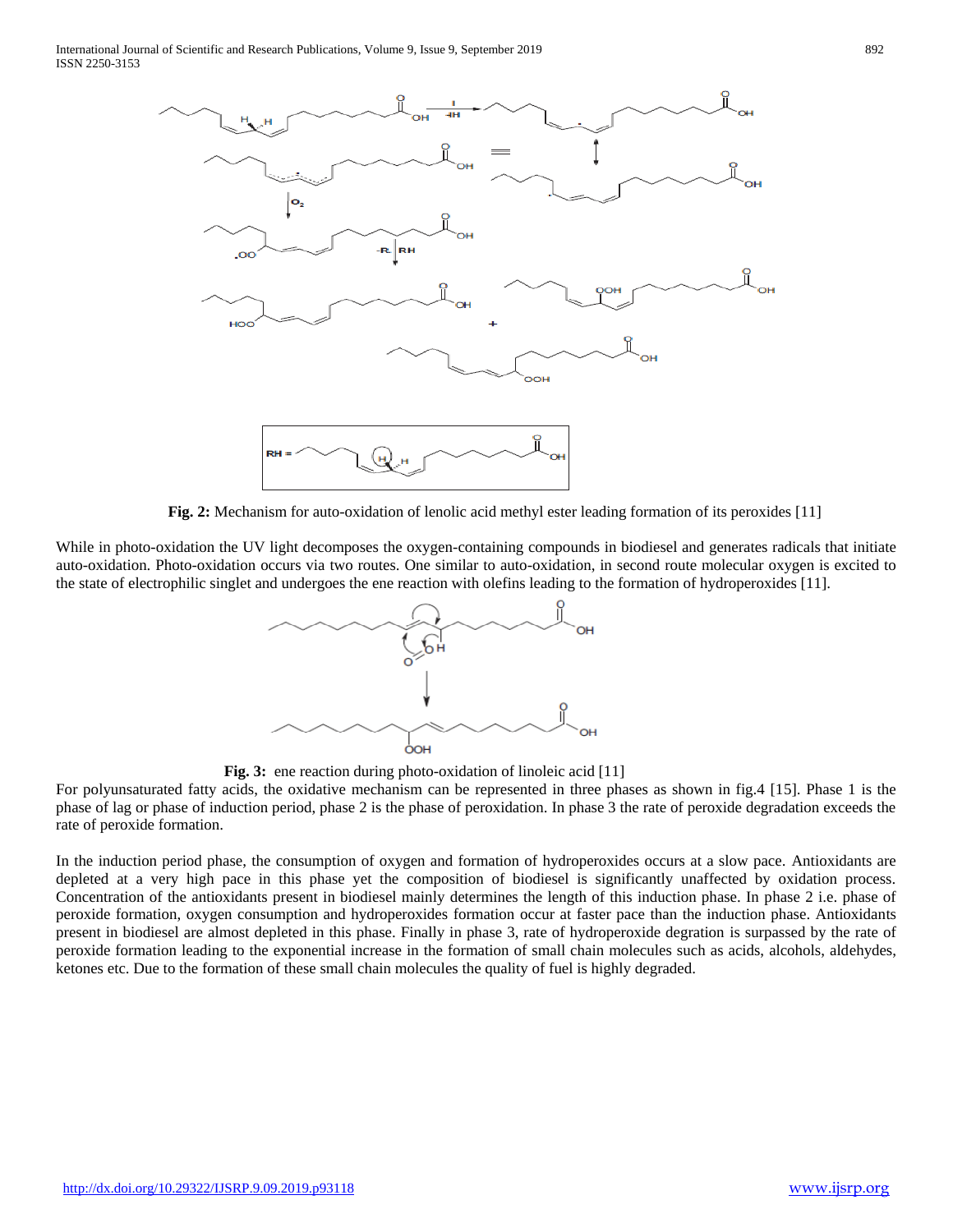**Fig. 2:** Mechanism for auto-oxidation of lenolic acid methyl ester leading formation of its peroxides [11]

While in photo-oxidation the UV light decomposes the oxygen-containing compounds in biodiesel and generates radicals that initiate auto-oxidation. Photo-oxidation occurs via two routes. One similar to auto-oxidation, in second route molecular oxygen is excited to the state of electrophilic singlet and undergoes the ene reaction with olefins leading to the formation of hydroperoxides [11].

**Fig. 3:** ene reaction during photo-oxidation of linoleic acid [11]

For polyunsaturated fatty acids, the oxidative mechanism can be represented in three phases as shown in fig.4 [15]. Phase 1 is the phase of lag or phase of induction period, phase 2 is the phase of peroxidation. In phase 3 the rate of peroxide degradation exceeds the rate of peroxide formation.

In the induction period phase, the consumption of oxygen and formation of hydroperoxides occurs at a slow pace. Antioxidants are depleted at a very high pace in this phase yet the composition of biodiesel is significantly unaffected by oxidation process. Concentration of the antioxidants present in biodiesel mainly determines the length of this induction phase. In phase 2 i.e. phase of peroxide formation, oxygen consumption and hydroperoxides formation occur at faster pace than the induction phase. Antioxidants present in biodiesel are almost depleted in this phase. Finally in phase 3, rate of hydroperoxide degration is surpassed by the rate of peroxide formation leading to the exponential increase in the formation of small chain molecules such as acids, alcohols, aldehydes, ketones etc. Due to the formation of these small chain molecules the quality of fuel is highly degraded.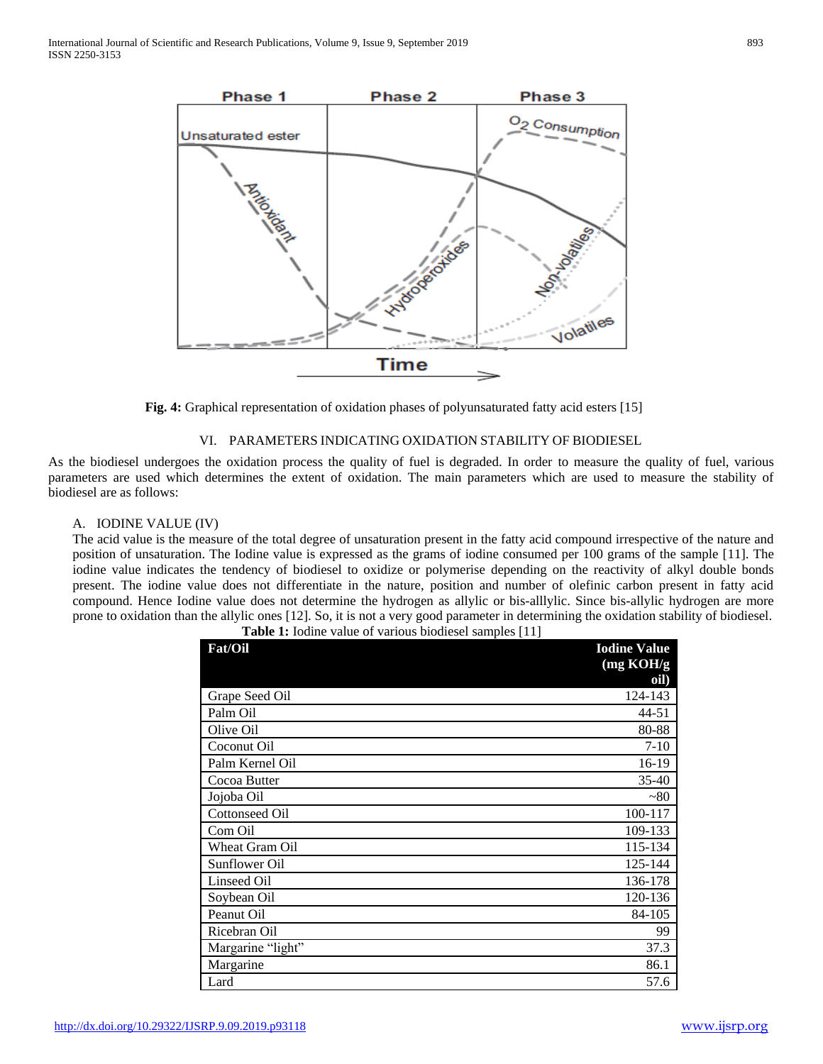Fig. 4: Graphical representation of oxidation phases of polyunsaturated fatty acid esters [15]

## VI. PARAMETERS INDICATING OXIDATION STABILITY OF BIODIESEL

As the biodiesel undergoes the oxidation process the quality of fuel is degraded. In order to measure the quality of fuel, various parameters are used which determines the extent of oxidation. The main parameters which are used to measure the stability of biodiesel are as follows:

### A. IODINE VALUE (IV)

The acid value is the measure of the total degree of unsaturation present in the fatty acid compound irrespective of the nature and position of unsaturation. The Iodine value is expressed as the grams of iodine consumed per 100 grams of the sample [11]. The iodine value indicates the tendency of biodiesel to oxidize or polymerise depending on the reactivity of alkyl double bonds present. The iodine value does not differentiate in the nature, position and number of olefinic carbon present in fatty acid compound. Hence Iodine value does not determine the hydrogen as allylic or bis-alllylic. Since bis-allylic hydrogen are more prone to oxidation than the allylic ones [12]. So, it is not a very good parameter in determining the oxidation stability of biodiesel.

**Table 1:** Iodine value of various biodiesel samples [11]

| Fat/Oil | Iodine Value (mg KOH/g oil) |
|---|---|
| Grape Seed Oil | 124-143 |
| Palm Oil | 44-51 |
| Olive Oil | 80-88 |
| Coconut Oil | 7-10 |
| Palm Kernel Oil | 16-19 |
| Cocoa Butter | 35-40 |
| Jojoba Oil | ~80 |
| Cottonseed Oil | 100-117 |
| Com Oil | 109-133 |
| Wheat Gram Oil | 115-134 |
| Sunflower Oil | 125-144 |
| Linseed Oil | 136-178 |
| Soybean Oil | 120-136 |
| Peanut Oil | 84-105 |
| Ricebran Oil | 99 |
| Margarine "light" | 37.3 |
| Margarine | 86.1 |
| Lard | 57.6 |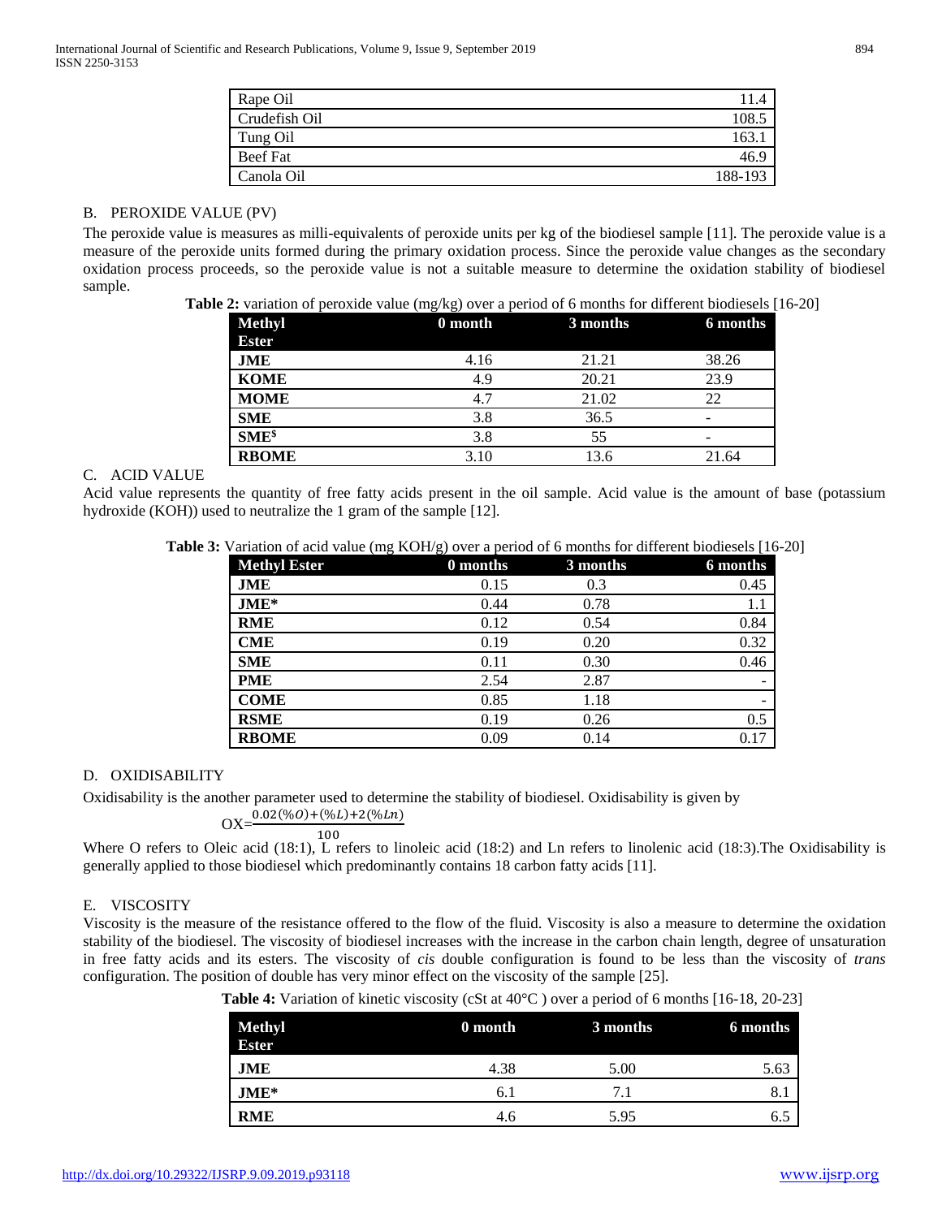| Rape Oil | 11.4 |
|---|---|
| Crudefish Oil | 108.5 |
| Tung Oil | 163.1 |
| Beef Fat | 46.9 |
| Canola Oil | 188-193 |

B. PEROXIDE VALUE (PV)

The peroxide value is measures as milli-equivalents of peroxide units per kg of the biodiesel sample [11]. The peroxide value is a measure of the peroxide units formed during the primary oxidation process. Since the peroxide value changes as the secondary oxidation process proceeds, so the peroxide value is not a suitable measure to determine the oxidation stability of biodiesel sample.

**Table 2:** variation of peroxide value (mg/kg) over a period of 6 months for different biodiesels [16-20]

| Methyl Ester | 0 month | 3 months | 6 months |
|---|---|---|---|
| **JME** | 4.16 | 21.21 | 38.26 |
| **KOME** | 4.9 | 20.21 | 23.9 |
| **MOME** | 4.7 | 21.02 | 22 |
| **SME** | 3.8 | 36.5 | - |
| **SME$** | 3.8 | 55 | - |
| **RBOME** | 3.10 | 13.6 | 21.64 |

C. ACID VALUE

Acid value represents the quantity of free fatty acids present in the oil sample. Acid value is the amount of base (potassium hydroxide (KOH)) used to neutralize the 1 gram of the sample [12].

**Table 3:** Variation of acid value (mg KOH/g) over a period of 6 months for different biodiesels [16-20]

| Methyl Ester | 0 months | 3 months | 6 months |
|---|---|---|---|
| **JME** | 0.15 | 0.3 | 0.45 |
| **JME*** | 0.44 | 0.78 | 1.1 |
| **RME** | 0.12 | 0.54 | 0.84 |
| **CME** | 0.19 | 0.20 | 0.32 |
| **SME** | 0.11 | 0.30 | 0.46 |
| **PME** | 2.54 | 2.87 | - |
| **COME** | 0.85 | 1.18 | - |
| **RSME** | 0.19 | 0.26 | 0.5 |
| **RBOME** | 0.09 | 0.14 | 0.17 |

D. OXIDISABILITY

Oxidisability is the another parameter used to determine the stability of biodiesel. Oxidisability is given by

$$OX = \frac{0.02(\%O) + (\%L) + 2(\%Ln)}{100}$$

Where O refers to Oleic acid (18:1), L refers to linoleic acid (18:2) and Ln refers to linolenic acid (18:3).The Oxidisability is generally applied to those biodiesel which predominantly contains 18 carbon fatty acids [11].

E. VISCOSITY

Viscosity is the measure of the resistance offered to the flow of the fluid. Viscosity is also a measure to determine the oxidation stability of the biodiesel. The viscosity of biodiesel increases with the increase in the carbon chain length, degree of unsaturation in free fatty acids and its esters. The viscosity of *cis* double configuration is found to be less than the viscosity of *trans* configuration. The position of double has very minor effect on the viscosity of the sample [25].

**Table 4:** Variation of kinetic viscosity (cSt at 40°C ) over a period of 6 months [16-18, 20-23]

| Methyl Ester | 0 month | 3 months | 6 months |
|---|---|---|---|
| **JME** | 4.38 | 5.00 | 5.63 |
| **JME*** | 6.1 | 7.1 | 8.1 |
| **RME** | 4.6 | 5.95 | 6.5 |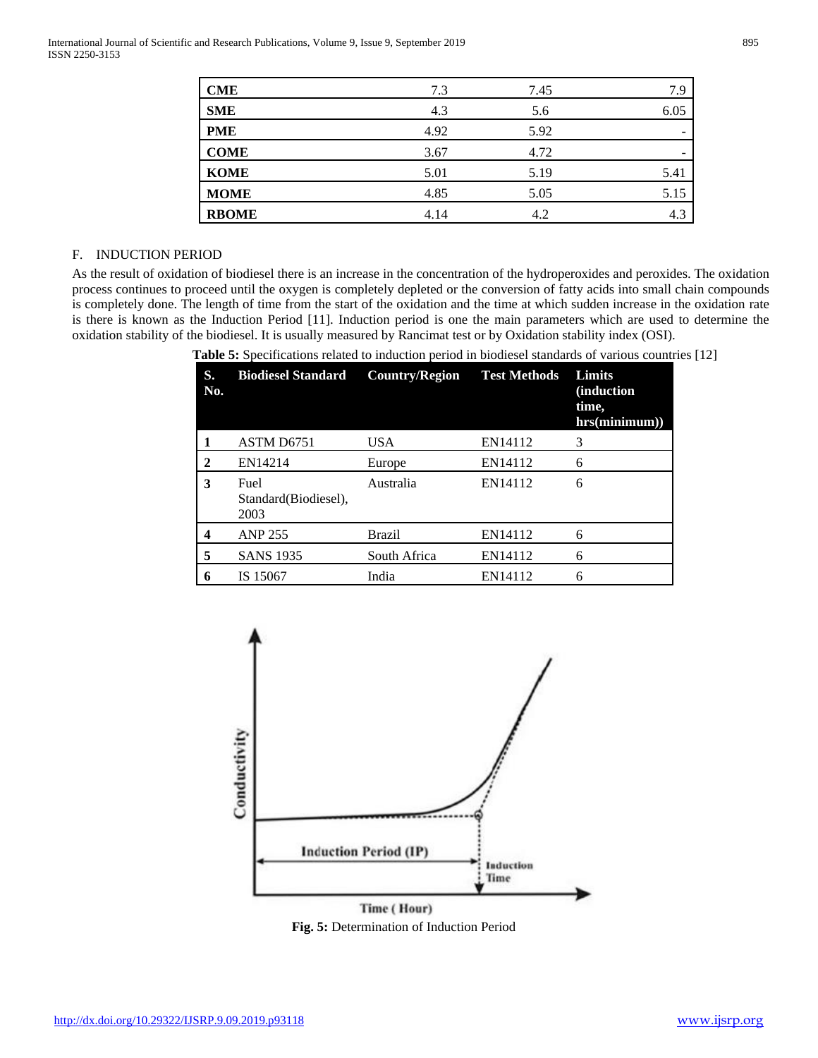| CME | 7.3 | 7.45 | 7.9 |
|---|---|---|---|
| SME | 4.3 | 5.6 | 6.05 |
| PME | 4.92 | 5.92 | - |
| COME | 3.67 | 4.72 | - |
| KOME | 5.01 | 5.19 | 5.41 |
| MOME | 4.85 | 5.05 | 5.15 |
| RBOME | 4.14 | 4.2 | 4.3 |

### F. INDUCTION PERIOD

As the result of oxidation of biodiesel there is an increase in the concentration of the hydroperoxides and peroxides. The oxidation process continues to proceed until the oxygen is completely depleted or the conversion of fatty acids into small chain compounds is completely done. The length of time from the start of the oxidation and the time at which sudden increase in the oxidation rate is there is known as the Induction Period [11]. Induction period is one the main parameters which are used to determine the oxidation stability of the biodiesel. It is usually measured by Rancimat test or by Oxidation stability index (OSI).

**Table 5:** Specifications related to induction period in biodiesel standards of various countries [12]

| S. No. | Biodiesel Standard | Country/Region | Test Methods | Limits (induction time, hrs(minimum)) |
|---|---|---|---|---|
| 1 | ASTM D6751 | USA | EN14112 | 3 |
| 2 | EN14214 | Europe | EN14112 | 6 |
| 3 | Fuel Standard(Biodiesel), 2003 | Australia | EN14112 | 6 |
| 4 | ANP 255 | Brazil | EN14112 | 6 |
| 5 | SANS 1935 | South Africa | EN14112 | 6 |
| 6 | IS 15067 | India | EN14112 | 6 |

**Fig. 5:** Determination of Induction Period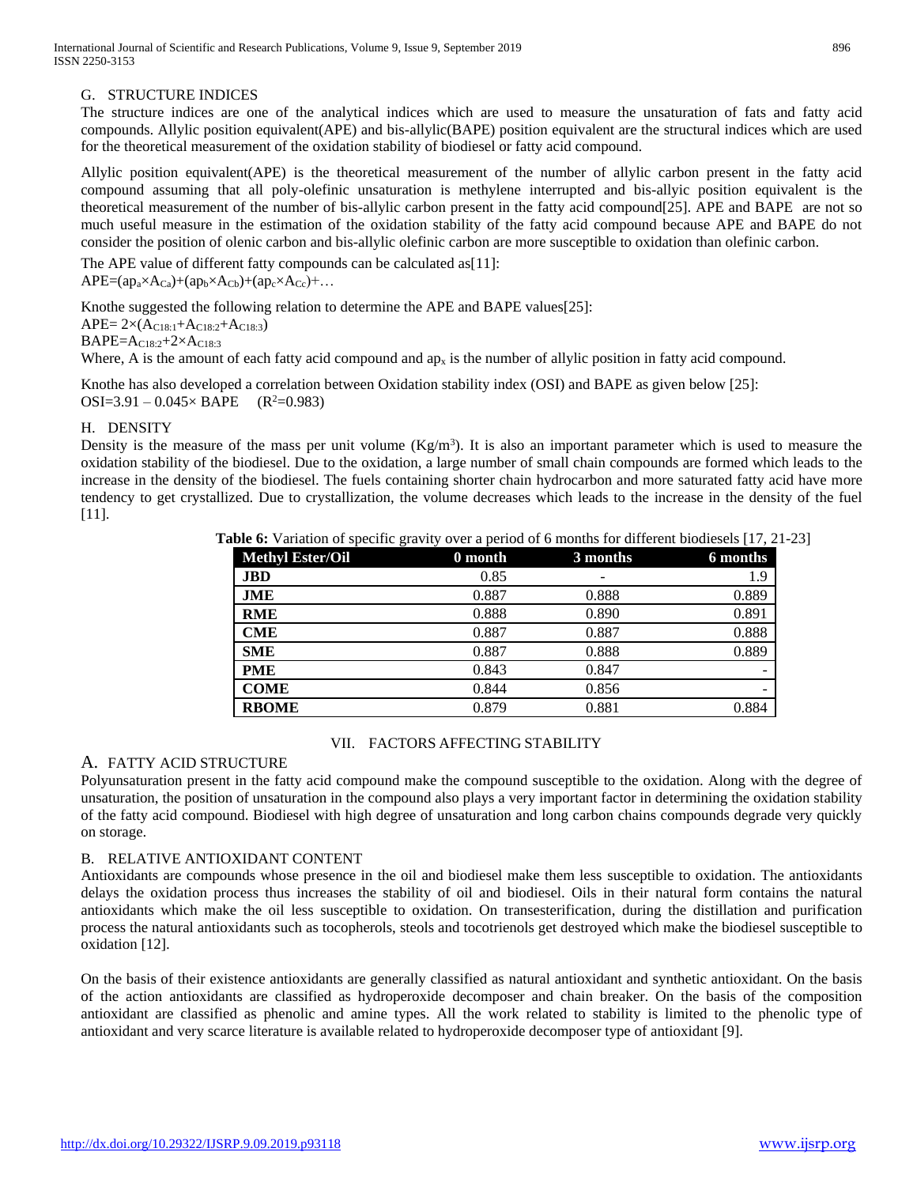## G. STRUCTURE INDICES

The structure indices are one of the analytical indices which are used to measure the unsaturation of fats and fatty acid compounds. Allylic position equivalent(APE) and bis-allylic(BAPE) position equivalent are the structural indices which are used for the theoretical measurement of the oxidation stability of biodiesel or fatty acid compound.

Allylic position equivalent(APE) is the theoretical measurement of the number of allylic carbon present in the fatty acid compound assuming that all poly-olefinic unsaturation is methylene interrupted and bis-allyic position equivalent is the theoretical measurement of the number of bis-allylic carbon present in the fatty acid compound[25]. APE and BAPE are not so much useful measure in the estimation of the oxidation stability of the fatty acid compound because APE and BAPE do not consider the position of olenic carbon and bis-allylic olefinic carbon are more susceptible to oxidation than olefinic carbon.

The APE value of different fatty compounds can be calculated as[11]:

$APE=(ap_a \times A_{Ca})+(ap_b \times A_{Cb})+(ap_c \times A_{Cc})+\ldots$

Knothe suggested the following relation to determine the APE and BAPE values[25]:

$APE= 2\times(A_{C18:1}+A_{C18:2}+A_{C18:3})$

$BAPE=A_{C18:2}+2\times A_{C18:3}$

Where, A is the amount of each fatty acid compound and $ap_x$ is the number of allylic position in fatty acid compound.

Knothe has also developed a correlation between Oxidation stability index (OSI) and BAPE as given below [25]:

$OSI=3.91 - 0.045\times BAPE \quad (R^2=0.983)$

## H. DENSITY

Density is the measure of the mass per unit volume ($Kg/m^3$). It is also an important parameter which is used to measure the oxidation stability of the biodiesel. Due to the oxidation, a large number of small chain compounds are formed which leads to the increase in the density of the biodiesel. The fuels containing shorter chain hydrocarbon and more saturated fatty acid have more tendency to get crystallized. Due to crystallization, the volume decreases which leads to the increase in the density of the fuel [11].

**Table 6:** Variation of specific gravity over a period of 6 months for different biodiesels [17, 21-23]

| Methyl Ester/Oil | 0 month | 3 months | 6 months |
|---|---|---|---|
| **JBD** | 0.85 | - | 1.9 |
| **JME** | 0.887 | 0.888 | 0.889 |
| **RME** | 0.888 | 0.890 | 0.891 |
| **CME** | 0.887 | 0.887 | 0.888 |
| **SME** | 0.887 | 0.888 | 0.889 |
| **PME** | 0.843 | 0.847 | - |
| **COME** | 0.844 | 0.856 | - |
| **RBOME** | 0.879 | 0.881 | 0.884 |

# VII. FACTORS AFFECTING STABILITY

## A. FATTY ACID STRUCTURE

Polyunsaturation present in the fatty acid compound make the compound susceptible to the oxidation. Along with the degree of unsaturation, the position of unsaturation in the compound also plays a very important factor in determining the oxidation stability of the fatty acid compound. Biodiesel with high degree of unsaturation and long carbon chains compounds degrade very quickly on storage.

## B. RELATIVE ANTIOXIDANT CONTENT

Antioxidants are compounds whose presence in the oil and biodiesel make them less susceptible to oxidation. The antioxidants delays the oxidation process thus increases the stability of oil and biodiesel. Oils in their natural form contains the natural antioxidants which make the oil less susceptible to oxidation. On transesterification, during the distillation and purification process the natural antioxidants such as tocopherols, steols and tocotrienols get destroyed which make the biodiesel susceptible to oxidation [12].

On the basis of their existence antioxidants are generally classified as natural antioxidant and synthetic antioxidant. On the basis of the action antioxidants are classified as hydroperoxide decomposer and chain breaker. On the basis of the composition antioxidant are classified as phenolic and amine types. All the work related to stability is limited to the phenolic type of antioxidant and very scarce literature is available related to hydroperoxide decomposer type of antioxidant [9].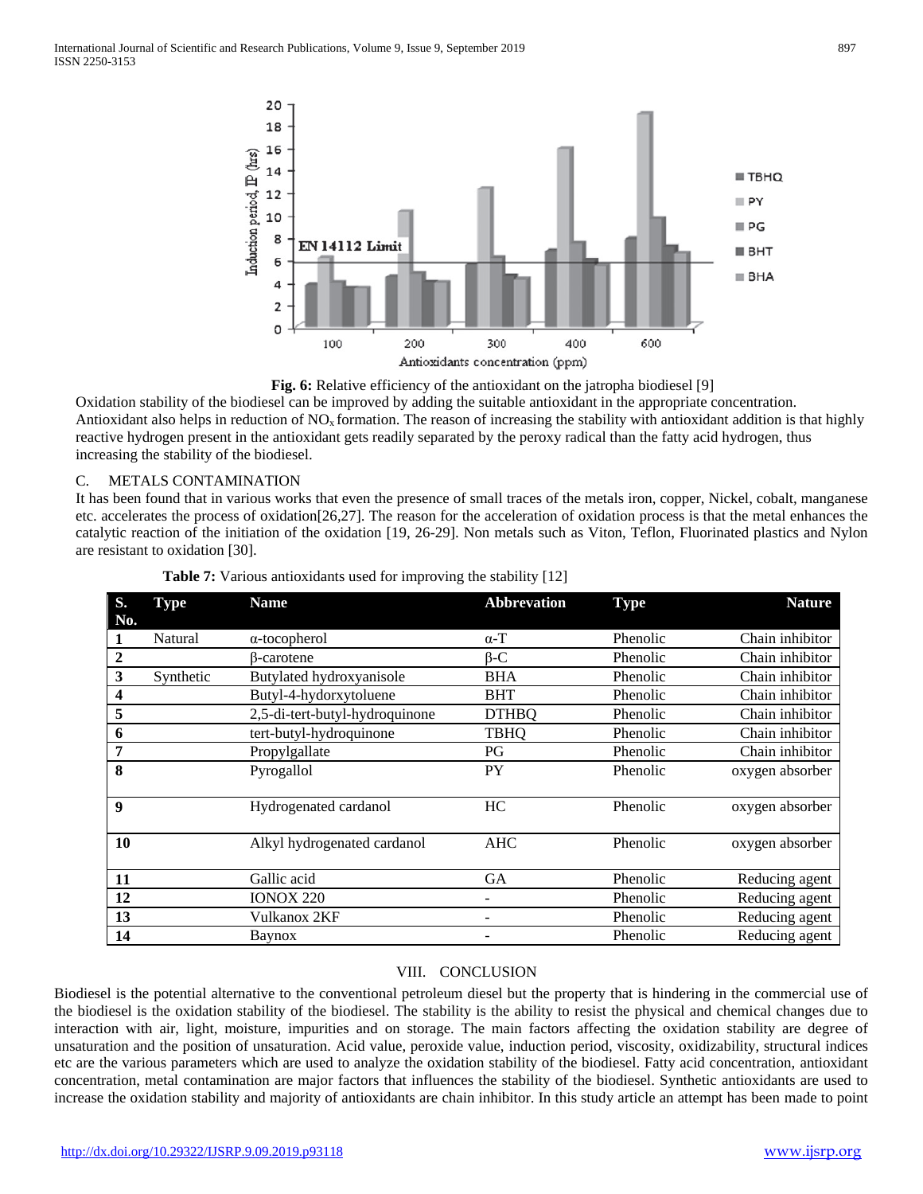Fig. 6: Relative efficiency of the antioxidant on the jatropha biodiesel [9]

Oxidation stability of the biodiesel can be improved by adding the suitable antioxidant in the appropriate concentration. Antioxidant also helps in reduction of $NO_x$ formation. The reason of increasing the stability with antioxidant addition is that highly reactive hydrogen present in the antioxidant gets readily separated by the peroxy radical than the fatty acid hydrogen, thus increasing the stability of the biodiesel.

### C. METALS CONTAMINATION

It has been found that in various works that even the presence of small traces of the metals iron, copper, Nickel, cobalt, manganese etc. accelerates the process of oxidation[26,27]. The reason for the acceleration of oxidation process is that the metal enhances the catalytic reaction of the initiation of the oxidation [19, 26-29]. Non metals such as Viton, Teflon, Fluorinated plastics and Nylon are resistant to oxidation [30].

**Table 7:** Various antioxidants used for improving the stability [12]

| S. No. | Type | Name | Abbrevation | Type | Nature |
|---|---|---|---|---|---|
| 1 | Natural | α-tocopherol | α-T | Phenolic | Chain inhibitor |
| 2 | | β-carotene | β-C | Phenolic | Chain inhibitor |
| 3 | Synthetic | Butylated hydroxyanisole | BHA | Phenolic | Chain inhibitor |
| 4 | | Butyl-4-hydorxytoluene | BHT | Phenolic | Chain inhibitor |
| 5 | | 2,5-di-tert-butyl-hydroquinone | DTHBQ | Phenolic | Chain inhibitor |
| 6 | | tert-butyl-hydroquinone | TBHQ | Phenolic | Chain inhibitor |
| 7 | | Propylgallate | PG | Phenolic | Chain inhibitor |
| 8 | | Pyrogallol | PY | Phenolic | oxygen absorber |
| 9 | | Hydrogenated cardanol | HC | Phenolic | oxygen absorber |
| 10 | | Alkyl hydrogenated cardanol | AHC | Phenolic | oxygen absorber |
| 11 | | Gallic acid | GA | Phenolic | Reducing agent |
| 12 | | IONOX 220 | - | Phenolic | Reducing agent |
| 13 | | Vulkanox 2KF | - | Phenolic | Reducing agent |
| 14 | | Baynox | - | Phenolic | Reducing agent |

## VIII. CONCLUSION

Biodiesel is the potential alternative to the conventional petroleum diesel but the property that is hindering in the commercial use of the biodiesel is the oxidation stability of the biodiesel. The stability is the ability to resist the physical and chemical changes due to interaction with air, light, moisture, impurities and on storage. The main factors affecting the oxidation stability are degree of unsaturation and the position of unsaturation. Acid value, peroxide value, induction period, viscosity, oxidizability, structural indices etc are the various parameters which are used to analyze the oxidation stability of the biodiesel. Fatty acid concentration, antioxidant concentration, metal contamination are major factors that influences the stability of the biodiesel. Synthetic antioxidants are used to increase the oxidation stability and majority of antioxidants are chain inhibitor. In this study article an attempt has been made to point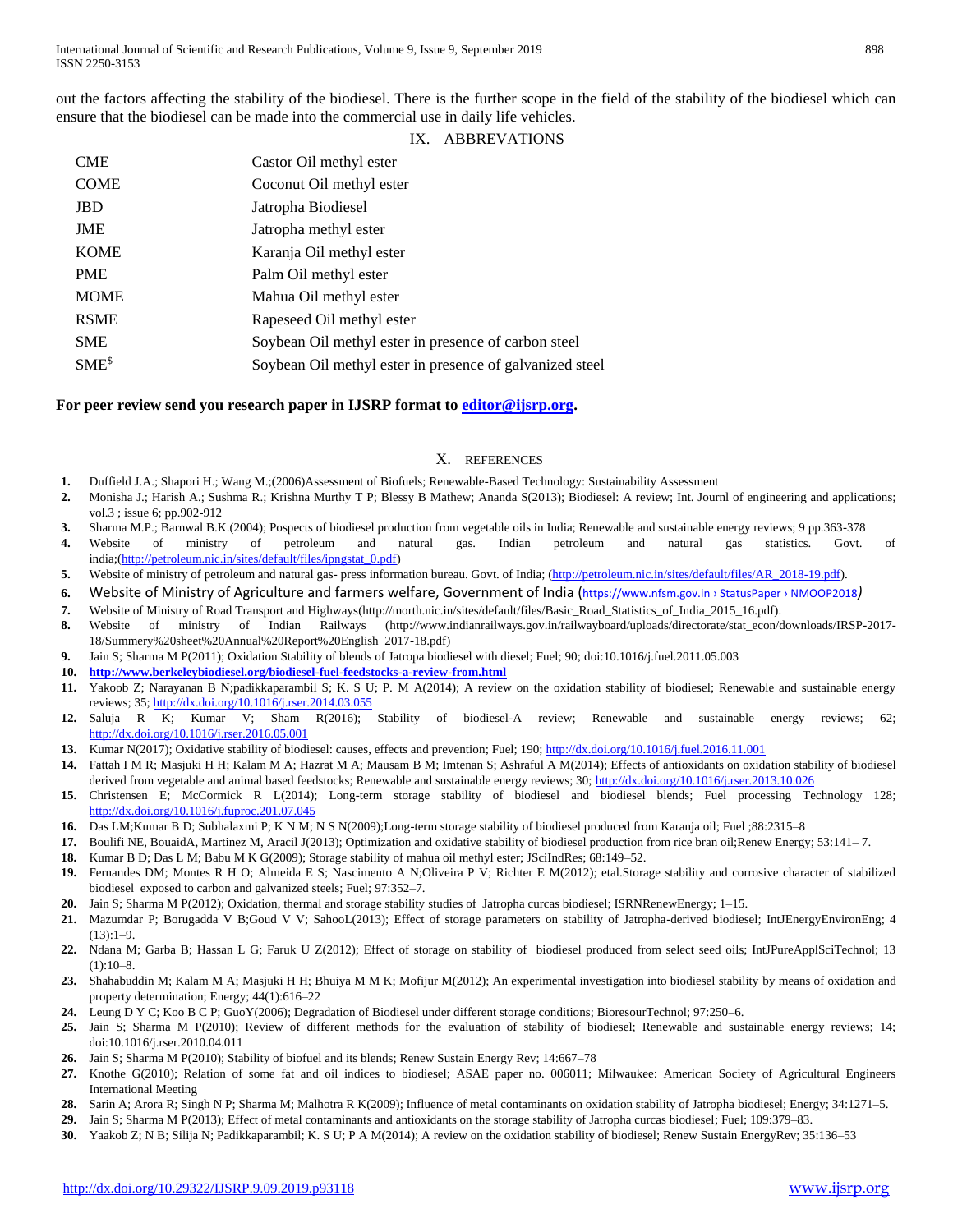out the factors affecting the stability of the biodiesel. There is the further scope in the field of the stability of the biodiesel which can ensure that the biodiesel can be made into the commercial use in daily life vehicles.

## IX. ABBREVATIONS

| | |
|---|---|
| CME | Castor Oil methyl ester |
| COME | Coconut Oil methyl ester |
| JBD | Jatropha Biodiesel |
| JME | Jatropha methyl ester |
| KOME | Karanja Oil methyl ester |
| PME | Palm Oil methyl ester |
| MOME | Mahua Oil methyl ester |
| RSME | Rapeseed Oil methyl ester |
| SME | Soybean Oil methyl ester in presence of carbon steel |
| SME$ | Soybean Oil methyl ester in presence of galvanized steel |

**For peer review send you research paper in IJSRP format to editor@ijsrp.org.**

## X. REFERENCES

1. Duffield J.A.; Shapori H.; Wang M.;(2006)Assessment of Biofuels; Renewable-Based Technology: Sustainability Assessment
2. Monisha J.; Harish A.; Sushma R.; Krishna Murthy T P; Blessy B Mathew; Ananda S(2013); Biodiesel: A review; Int. Journl of engineering and applications; vol.3 ; issue 6; pp.902-912
3. Sharma M.P.; Barnwal B.K.(2004); Pospects of biodiesel production from vegetable oils in India; Renewable and sustainable energy reviews; 9 pp.363-378
4. Website of ministry of petroleum and natural gas. Indian petroleum and natural gas statistics. Govt. of india;(http://petroleum.nic.in/sites/default/files/ipngstat_0.pdf)
5. Website of ministry of petroleum and natural gas- press information bureau. Govt. of India; (http://petroleum.nic.in/sites/default/files/AR_2018-19.pdf).
6. Website of Ministry of Agriculture and farmers welfare, Government of India (https://www.nfsm.gov.in › StatusPaper › NMOOP2018*)*
7. Website of Ministry of Road Transport and Highways(http://morth.nic.in/sites/default/files/Basic_Road_Statistics_of_India_2015_16.pdf).
8. Website of ministry of Indian Railways (http://www.indianrailways.gov.in/railwayboard/uploads/directorate/stat_econ/downloads/IRSP-2017-18/Summery%20sheet%20Annual%20Report%20English_2017-18.pdf)
9. Jain S; Sharma M P(2011); Oxidation Stability of blends of Jatropa biodiesel with diesel; Fuel; 90; doi:10.1016/j.fuel.2011.05.003
10. **http://www.berkeleybiodiesel.org/biodiesel-fuel-feedstocks-a-review-from.html**
11. Yakoob Z; Narayanan B N;padikkaparambil S; K. S U; P. M A(2014); A review on the oxidation stability of biodiesel; Renewable and sustainable energy reviews; 35; http://dx.doi.org/10.1016/j.rser.2014.03.055
12. Saluja R K; Kumar V; Sham R(2016); Stability of biodiesel-A review; Renewable and sustainable energy reviews; 62; http://dx.doi.org/10.1016/j.rser.2016.05.001
13. Kumar N(2017); Oxidative stability of biodiesel: causes, effects and prevention; Fuel; 190; http://dx.doi.org/10.1016/j.fuel.2016.11.001
14. Fattah I M R; Masjuki H H; Kalam M A; Hazrat M A; Mausam B M; Imtenan S; Ashraful A M(2014); Effects of antioxidants on oxidation stability of biodiesel derived from vegetable and animal based feedstocks; Renewable and sustainable energy reviews; 30; http://dx.doi.org/10.1016/j.rser.2013.10.026
15. Christensen E; McCormick R L(2014); Long-term storage stability of biodiesel and biodiesel blends; Fuel processing Technology 128; http://dx.doi.org/10.1016/j.fuproc.201.07.045
16. Das LM;Kumar B D; Subhalaxmi P; K N M; N S N(2009);Long-term storage stability of biodiesel produced from Karanja oil; Fuel ;88:2315–8
17. Boulifi NE, BouaidA, Martinez M, Aracil J(2013); Optimization and oxidative stability of biodiesel production from rice bran oil;Renew Energy; 53:141– 7.
18. Kumar B D; Das L M; Babu M K G(2009); Storage stability of mahua oil methyl ester; JSciIndRes; 68:149–52.
19. Fernandes DM; Montes R H O; Almeida E S; Nascimento A N;Oliveira P V; Richter E M(2012); etal.Storage stability and corrosive character of stabilized biodiesel exposed to carbon and galvanized steels; Fuel; 97:352–7.
20. Jain S; Sharma M P(2012); Oxidation, thermal and storage stability studies of Jatropha curcas biodiesel; ISRNRenewEnergy; 1–15.
21. Mazumdar P; Borugadda V B;Goud V V; SahooL(2013); Effect of storage parameters on stability of Jatropha-derived biodiesel; IntJEnergyEnvironEng; 4 (13):1–9.
22. Ndana M; Garba B; Hassan L G; Faruk U Z(2012); Effect of storage on stability of biodiesel produced from select seed oils; IntJPureApplSciTechnol; 13 (1):10–8.
23. Shahabuddin M; Kalam M A; Masjuki H H; Bhuiya M M K; Mofijur M(2012); An experimental investigation into biodiesel stability by means of oxidation and property determination; Energy; 44(1):616–22
24. Leung D Y C; Koo B C P; GuoY(2006); Degradation of Biodiesel under different storage conditions; BioresourTechnol; 97:250–6.
25. Jain S; Sharma M P(2010); Review of different methods for the evaluation of stability of biodiesel; Renewable and sustainable energy reviews; 14; doi:10.1016/j.rser.2010.04.011
26. Jain S; Sharma M P(2010); Stability of biofuel and its blends; Renew Sustain Energy Rev; 14:667–78
27. Knothe G(2010); Relation of some fat and oil indices to biodiesel; ASAE paper no. 006011; Milwaukee: American Society of Agricultural Engineers International Meeting
28. Sarin A; Arora R; Singh N P; Sharma M; Malhotra R K(2009); Influence of metal contaminants on oxidation stability of Jatropha biodiesel; Energy; 34:1271–5.
29. Jain S; Sharma M P(2013); Effect of metal contaminants and antioxidants on the storage stability of Jatropha curcas biodiesel; Fuel; 109:379–83.
30. Yaakob Z; N B; Silija N; Padikkaparambil; K. S U; P A M(2014); A review on the oxidation stability of biodiesel; Renew Sustain EnergyRev; 35:136–53